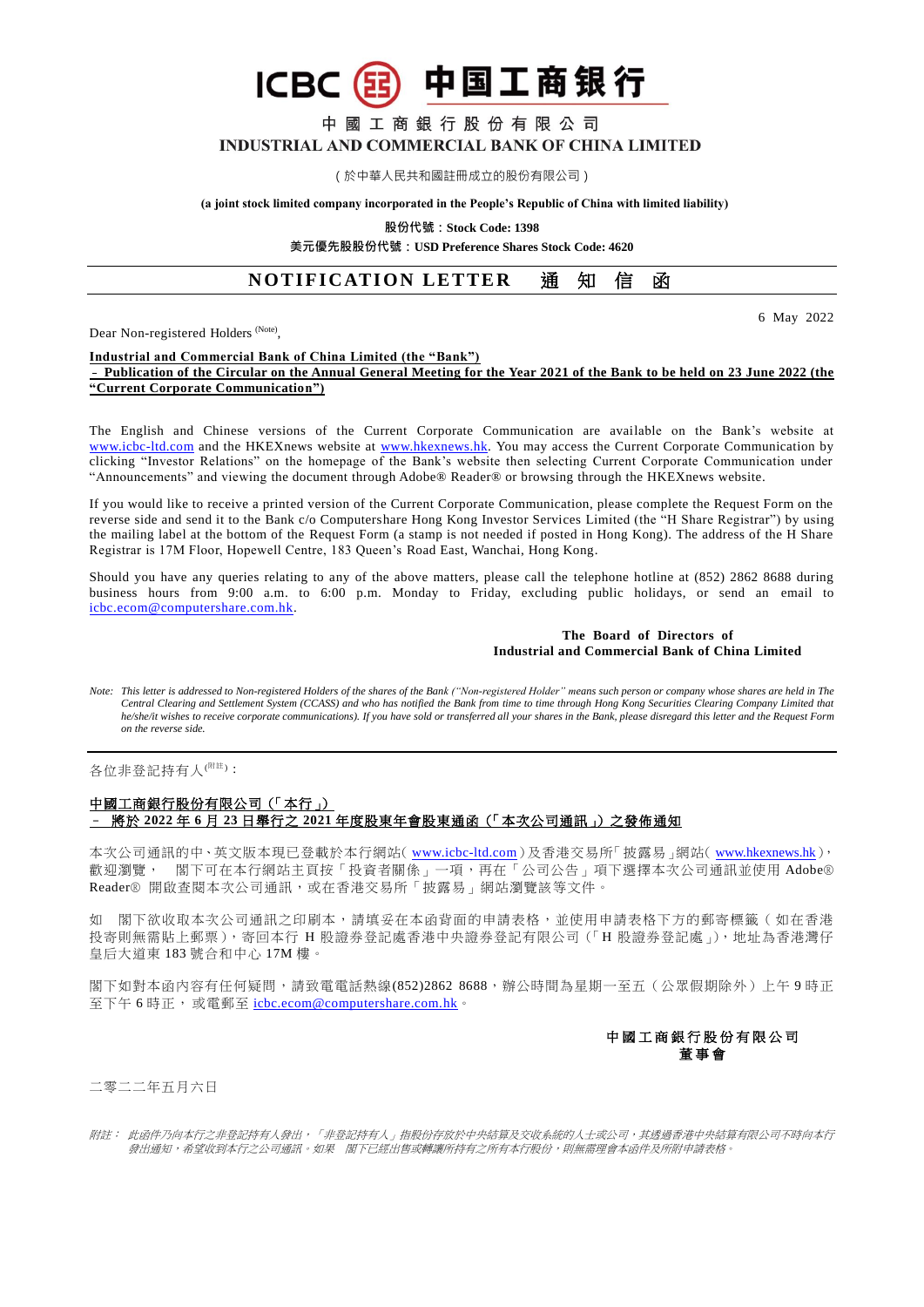# ICBC 中国工商银行

## 中 國 工 商 銀 行 股 份 有 限 公 司
## INDUSTRIAL AND COMMERCIAL BANK OF CHINA LIMITED

（於中華人民共和國註冊成立的股份有限公司）

**(a joint stock limited company incorporated in the People's Republic of China with limited liability)**

**股份代號：Stock Code: 1398**

**美元優先股股份代號：USD Preference Shares Stock Code: 4620**

## NOTIFICATION LETTER 通 知 信 函

6 May 2022

Dear Non-registered Holders (Note),

**Industrial and Commercial Bank of China Limited (the "Bank")**
**– Publication of the Circular on the Annual General Meeting for the Year 2021 of the Bank to be held on 23 June 2022 (the "Current Corporate Communication")**

The English and Chinese versions of the Current Corporate Communication are available on the Bank's website at www.icbc-ltd.com and the HKEXnews website at www.hkexnews.hk. You may access the Current Corporate Communication by clicking "Investor Relations" on the homepage of the Bank's website then selecting Current Corporate Communication under "Announcements" and viewing the document through Adobe® Reader® or browsing through the HKEXnews website.

If you would like to receive a printed version of the Current Corporate Communication, please complete the Request Form on the reverse side and send it to the Bank c/o Computershare Hong Kong Investor Services Limited (the "H Share Registrar") by using the mailing label at the bottom of the Request Form (a stamp is not needed if posted in Hong Kong). The address of the H Share Registrar is 17M Floor, Hopewell Centre, 183 Queen's Road East, Wanchai, Hong Kong.

Should you have any queries relating to any of the above matters, please call the telephone hotline at (852) 2862 8688 during business hours from 9:00 a.m. to 6:00 p.m. Monday to Friday, excluding public holidays, or send an email to icbc.ecom@computershare.com.hk.

**The Board of Directors of**
**Industrial and Commercial Bank of China Limited**

*Note: This letter is addressed to Non-registered Holders of the shares of the Bank ("Non-registered Holder" means such person or company whose shares are held in The Central Clearing and Settlement System (CCASS) and who has notified the Bank from time to time through Hong Kong Securities Clearing Company Limited that he/she/it wishes to receive corporate communications). If you have sold or transferred all your shares in the Bank, please disregard this letter and the Request Form on the reverse side.*

---

各位非登記持有人(附註)：

**中國工商銀行股份有限公司（「本行」）**
**– 將於 2022 年 6 月 23 日舉行之 2021 年度股東年會股東通函（「本次公司通訊」）之發佈通知**

本次公司通訊的中、英文版本現已登載於本行網站（www.icbc-ltd.com）及香港交易所「披露易」網站（www.hkexnews.hk），歡迎瀏覽。 閣下可在本行網站主頁按「投資者關係」一項，再在「公司公告」項下選擇本次公司通訊並使用 Adobe® Reader® 開啟查閱本次公司通訊，或在香港交易所「披露易」網站瀏覽該等文件。

如 閣下欲收取本次公司通訊之印刷本，請填妥在本函背面的申請表格，並使用申請表格下方的郵寄標籤（如在香港投寄則無需貼上郵票），寄回本行 H 股證券登記處香港中央證券登記有限公司（「H 股證券登記處」），地址為香港灣仔皇后大道東 183 號合和中心 17M 樓。

閣下如對本函內容有任何疑問，請致電電話熱線(852)2862 8688，辦公時間為星期一至五（公眾假期除外）上午 9 時正至下午 6 時正，或電郵至 icbc.ecom@computershare.com.hk。

**中國工商銀行股份有限公司**
**董事會**

二零二二年五月六日

*附註：此函件乃向本行之非登記持有人發出，「非登記持有人」指股份存放於中央結算及交收系統的人士或公司，其透過香港中央結算有限公司不時向本行發出通知，希望收到本行之公司通訊。如果 閣下已經出售或轉讓所持有之所有本行股份，則無需理會本函件及所附申請表格。*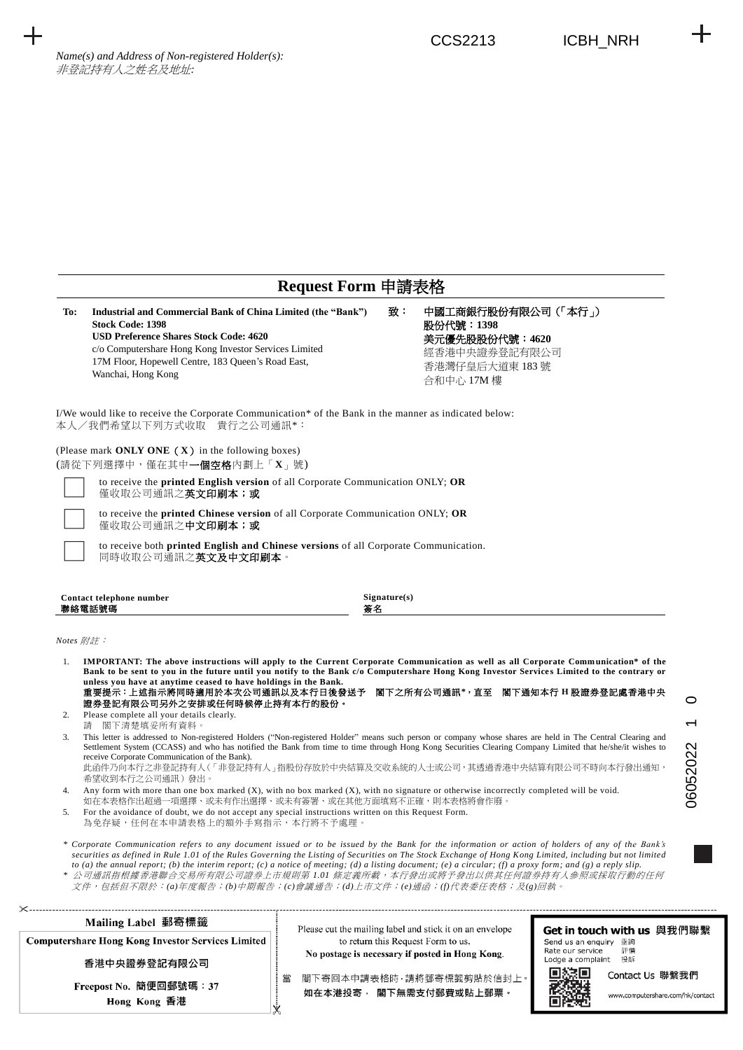CCS2213 ICBH_NRH

*Name(s) and Address of Non-registered Holder(s):*
*非登記持有人之姓名及地址:*

# Request Form 申請表格

**To:** **Industrial and Commercial Bank of China Limited (the "Bank")**
**Stock Code: 1398**
**USD Preference Shares Stock Code: 4620**
c/o Computershare Hong Kong Investor Services Limited
17M Floor, Hopewell Centre, 183 Queen's Road East,
Wanchai, Hong Kong

**致：** **中國工商銀行股份有限公司（「本行」）**
**股份代號：1398**
**美元優先股股份代號：4620**
經香港中央證券登記有限公司
香港灣仔皇后大道東 183 號
合和中心 17M 樓

I/We would like to receive the Corporate Communication* of the Bank in the manner as indicated below:
本人／我們希望以下列方式收取　貴行之公司通訊*：

(Please mark **ONLY ONE**（**X**）in the following boxes)
(請從下列選擇中，僅在其中**一個空格**內劃上「**X**」號)

☐ to receive the **printed English version** of all Corporate Communication ONLY; **OR**
僅收取公司通訊之**英文印刷本；或**

☐ to receive the **printed Chinese version** of all Corporate Communication ONLY; **OR**
僅收取公司通訊之**中文印刷本；或**

☐ to receive both **printed English and Chinese versions** of all Corporate Communication.
同時收取公司通訊之**英文及中文印刷本**。

| Contact telephone number 聯絡電話號碼 | Signature(s) 簽名 |
|---|---|
| | |

*Notes 附註：*

1. **IMPORTANT: The above instructions will apply to the Current Corporate Communication as well as all Corporate Communication* of the Bank to be sent to you in the future until you notify to the Bank c/o Computershare Hong Kong Investor Services Limited to the contrary or unless you have at anytime ceased to have holdings in the Bank.**
**重要提示：上述指示將同時適用於本次公司通訊以及本行日後發送予　閣下之所有公司通訊*，直至　閣下通知本行 H 股證券登記處香港中央證券登記有限公司另外之安排或任何時候停止持有本行的股份。**
2. Please complete all your details clearly.
請　閣下清楚填妥所有資料。
3. This letter is addressed to Non-registered Holders ("Non-registered Holder" means such person or company whose shares are held in The Central Clearing and Settlement System (CCASS) and who has notified the Bank from time to time through Hong Kong Securities Clearing Company Limited that he/she/it wishes to receive Corporate Communication of the Bank).
此函件乃向本行之非登記持有人(「非登記持有人」指股份存放於中央結算及交收系統的人士或公司，其透過香港中央結算有限公司不時向本行發出通知，希望收到本行之公司通訊）發出。
4. Any form with more than one box marked (X), with no box marked (X), with no signature or otherwise incorrectly completed will be void.
如在本表格作出超過一項選擇、或未有作出選擇、或未有簽署、或在其他方面填寫不正確，則本表格將會作廢。
5. For the avoidance of doubt, we do not accept any special instructions written on this Request Form.
為免存疑，任何在本申請表格上的額外手寫指示，本行將不予處理。

*\* Corporate Communication refers to any document issued or to be issued by the Bank for the information or action of holders of any of the Bank's securities as defined in Rule 1.01 of the Rules Governing the Listing of Securities on The Stock Exchange of Hong Kong Limited, including but not limited to (a) the annual report; (b) the interim report; (c) a notice of meeting; (d) a listing document; (e) a circular; (f) a proxy form; and (g) a reply slip.*
*\* 公司通訊指根據香港聯合交易所有限公司證券上市規則第 1.01 條定義所載，本行發出或將予發出以供其任何證券持有人參照或採取行動的任何文件，包括但不限於：(a)年度報告；(b)中期報告；(c)會議通告；(d)上市文件；(e)通函；(f)代表委任表格；及(g)回執。*

06052022 1 0

**Mailing Label 郵寄標籤**
**Computershare Hong Kong Investor Services Limited**
**香港中央證券登記有限公司**
**Freepost No. 簡便回郵號碼：37**
**Hong Kong 香港**

Please cut the mailing label and stick it on an envelope to return this Request Form to us.
**No postage is necessary if posted in Hong Kong.**
當　閣下寄回本申請表格時，請將郵寄標籤剪貼於信封上。
**如在本港投寄，　閣下無需支付郵費或貼上郵票。**

**Get in touch with us 與我們聯繫**
Send us an enquiry 查詢
Rate our service 評價
Lodge a complaint 投訴
Contact Us 聯繫我們
www.computershare.com/hk/contact